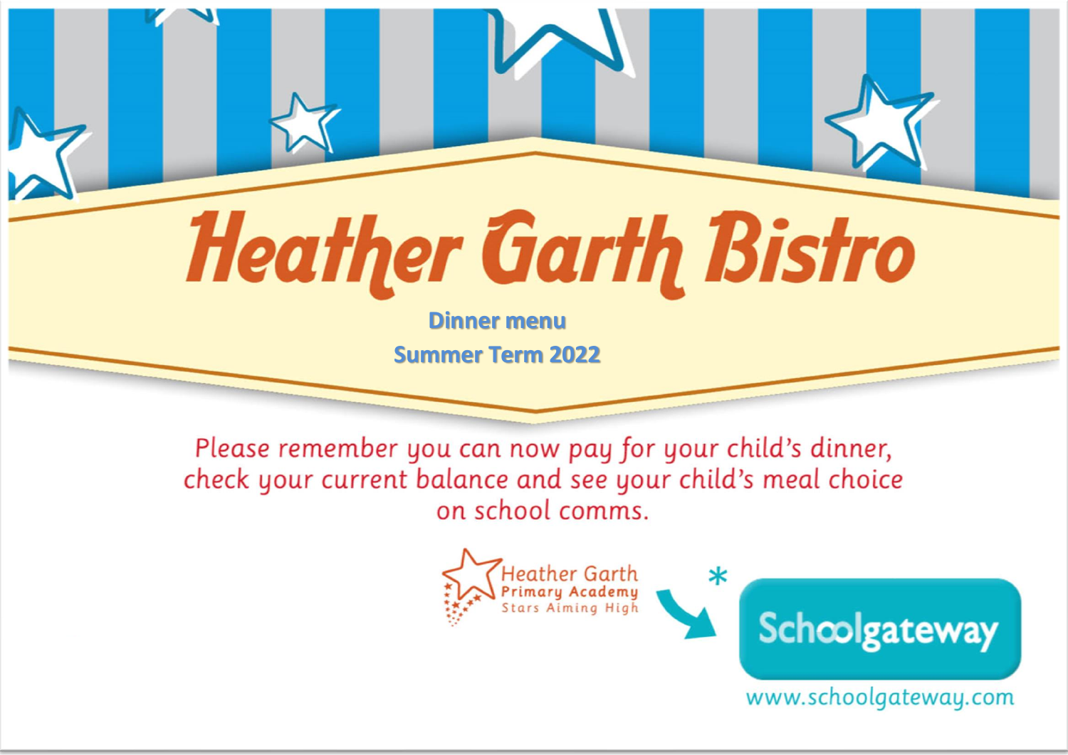# Heather Garth Bistro

**Dinner menu**

**Summer Term 2022**

Please remember you can now pay for your child's dinner, check your current balance and see your child's meal choice on school comms.

Heather Garth Primary Academy
Stars Aiming High

Schoolgateway

www.schoolgateway.com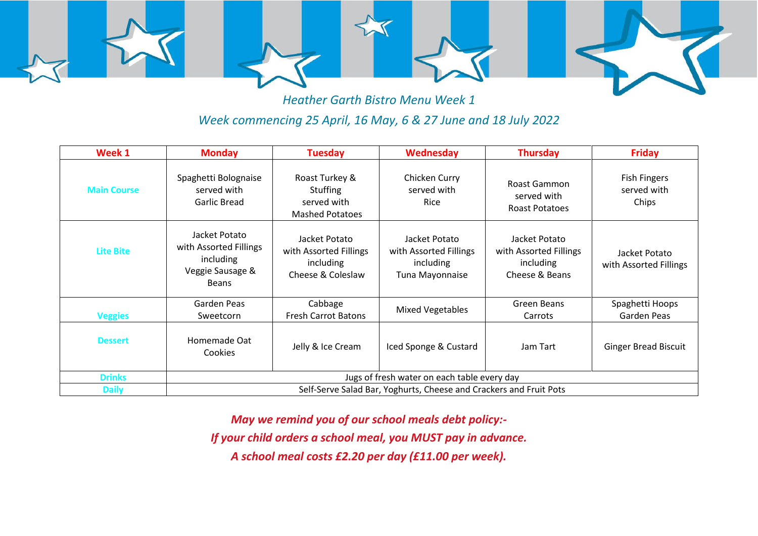*Heather Garth Bistro Menu Week 1*

*Week commencing 25 April, 16 May, 6 & 27 June and 18 July 2022*

| Week 1 | Monday | Tuesday | Wednesday | Thursday | Friday |
|---|---|---|---|---|---|
| Main Course | Spaghetti Bolognaise served with Garlic Bread | Roast Turkey & Stuffing served with Mashed Potatoes | Chicken Curry served with Rice | Roast Gammon served with Roast Potatoes | Fish Fingers served with Chips |
| Lite Bite | Jacket Potato with Assorted Fillings including Veggie Sausage & Beans | Jacket Potato with Assorted Fillings including Cheese & Coleslaw | Jacket Potato with Assorted Fillings including Tuna Mayonnaise | Jacket Potato with Assorted Fillings including Cheese & Beans | Jacket Potato with Assorted Fillings |
| Veggies | Garden Peas Sweetcorn | Cabbage Fresh Carrot Batons | Mixed Vegetables | Green Beans Carrots | Spaghetti Hoops Garden Peas |
| Dessert | Homemade Oat Cookies | Jelly & Ice Cream | Iced Sponge & Custard | Jam Tart | Ginger Bread Biscuit |
| Drinks | Jugs of fresh water on each table every day | | | | |
| Daily | Self-Serve Salad Bar, Yoghurts, Cheese and Crackers and Fruit Pots | | | | |

***May we remind you of our school meals debt policy:-***

***If your child orders a school meal, you MUST pay in advance.***

***A school meal costs £2.20 per day (£11.00 per week).***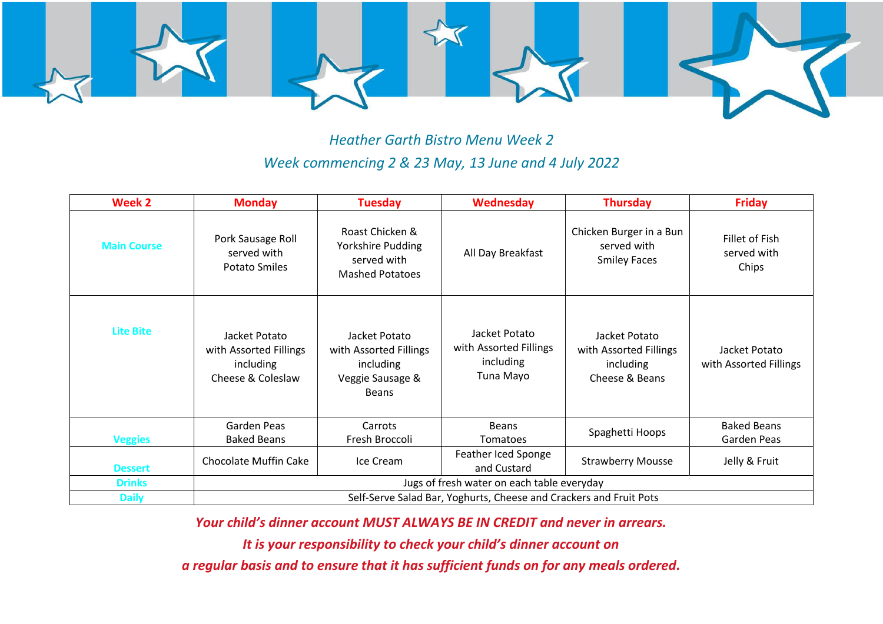*Heather Garth Bistro Menu Week 2*

*Week commencing 2 & 23 May, 13 June and 4 July 2022*

| Week 2 | Monday | Tuesday | Wednesday | Thursday | Friday |
|---|---|---|---|---|---|
| Main Course | Pork Sausage Roll served with Potato Smiles | Roast Chicken & Yorkshire Pudding served with Mashed Potatoes | All Day Breakfast | Chicken Burger in a Bun served with Smiley Faces | Fillet of Fish served with Chips |
| Lite Bite | Jacket Potato with Assorted Fillings including Cheese & Coleslaw | Jacket Potato with Assorted Fillings including Veggie Sausage & Beans | Jacket Potato with Assorted Fillings including Tuna Mayo | Jacket Potato with Assorted Fillings including Cheese & Beans | Jacket Potato with Assorted Fillings |
| Veggies | Garden Peas Baked Beans | Carrots Fresh Broccoli | Beans Tomatoes | Spaghetti Hoops | Baked Beans Garden Peas |
| Dessert | Chocolate Muffin Cake | Ice Cream | Feather Iced Sponge and Custard | Strawberry Mousse | Jelly & Fruit |
| Drinks | Jugs of fresh water on each table everyday | | | | |
| Daily | Self-Serve Salad Bar, Yoghurts, Cheese and Crackers and Fruit Pots | | | | |

***Your child's dinner account MUST ALWAYS BE IN CREDIT and never in arrears.***

***It is your responsibility to check your child's dinner account on a regular basis and to ensure that it has sufficient funds on for any meals ordered.***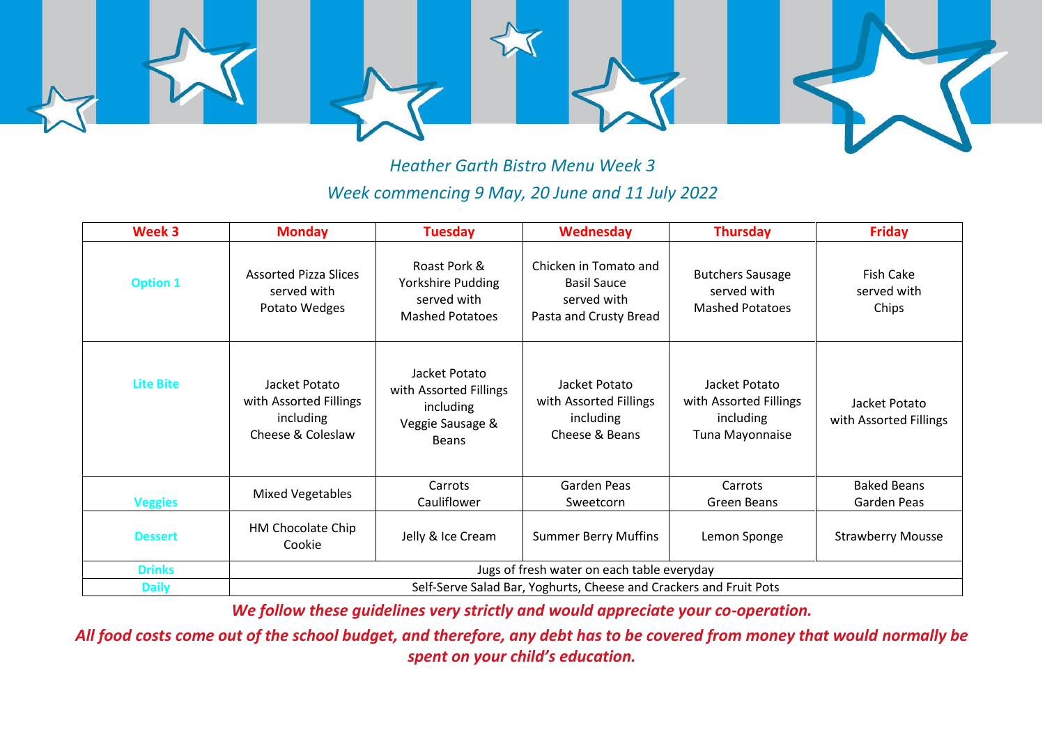*Heather Garth Bistro Menu Week 3*

*Week commencing 9 May, 20 June and 11 July 2022*

| Week 3 | Monday | Tuesday | Wednesday | Thursday | Friday |
|---|---|---|---|---|---|
| Option 1 | Assorted Pizza Slices served with Potato Wedges | Roast Pork & Yorkshire Pudding served with Mashed Potatoes | Chicken in Tomato and Basil Sauce served with Pasta and Crusty Bread | Butchers Sausage served with Mashed Potatoes | Fish Cake served with Chips |
| Lite Bite | Jacket Potato with Assorted Fillings including Cheese & Coleslaw | Jacket Potato with Assorted Fillings including Veggie Sausage & Beans | Jacket Potato with Assorted Fillings including Cheese & Beans | Jacket Potato with Assorted Fillings including Tuna Mayonnaise | Jacket Potato with Assorted Fillings |
| Veggies | Mixed Vegetables | Carrots Cauliflower | Garden Peas Sweetcorn | Carrots Green Beans | Baked Beans Garden Peas |
| Dessert | HM Chocolate Chip Cookie | Jelly & Ice Cream | Summer Berry Muffins | Lemon Sponge | Strawberry Mousse |
| Drinks | Jugs of fresh water on each table everyday | | | | |
| Daily | Self-Serve Salad Bar, Yoghurts, Cheese and Crackers and Fruit Pots | | | | |

***We follow these guidelines very strictly and would appreciate your co-operation.***

***All food costs come out of the school budget, and therefore, any debt has to be covered from money that would normally be spent on your child's education.***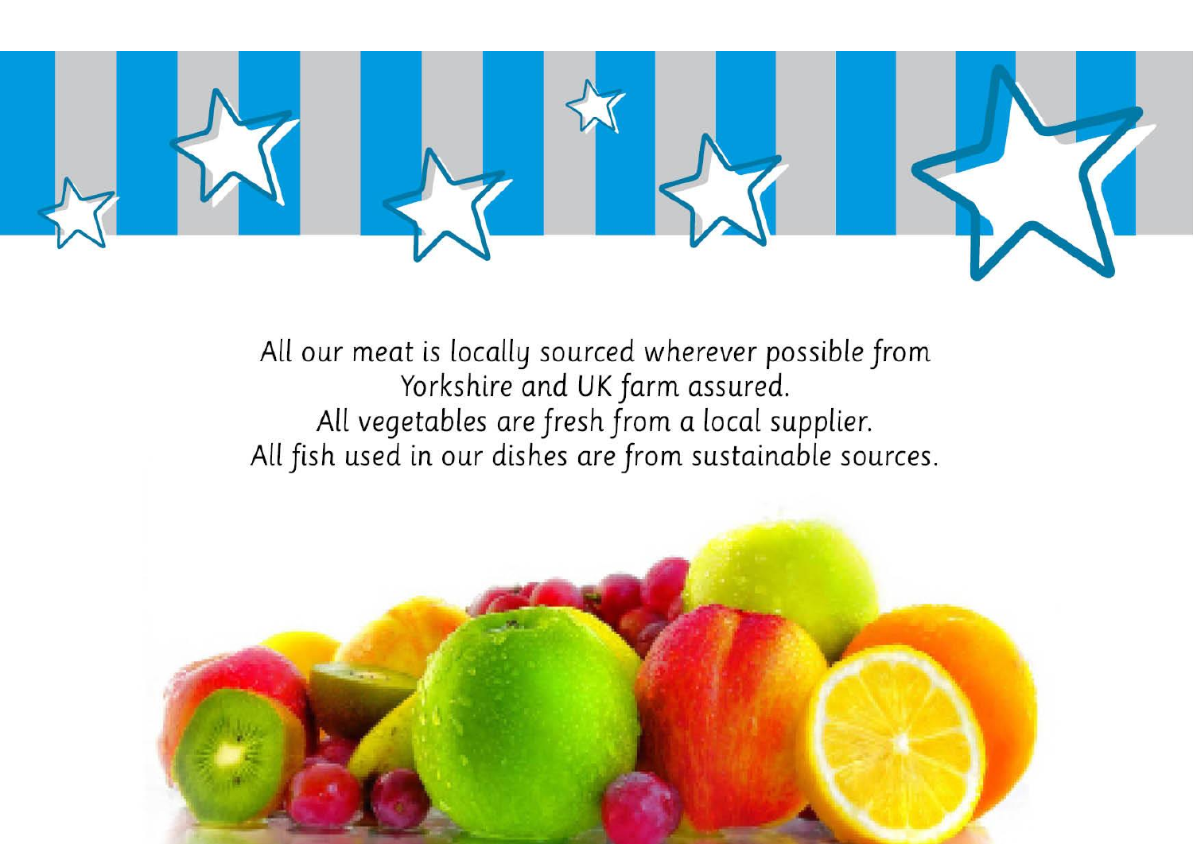All our meat is locally sourced wherever possible from Yorkshire and UK farm assured.
All vegetables are fresh from a local supplier.
All fish used in our dishes are from sustainable sources.